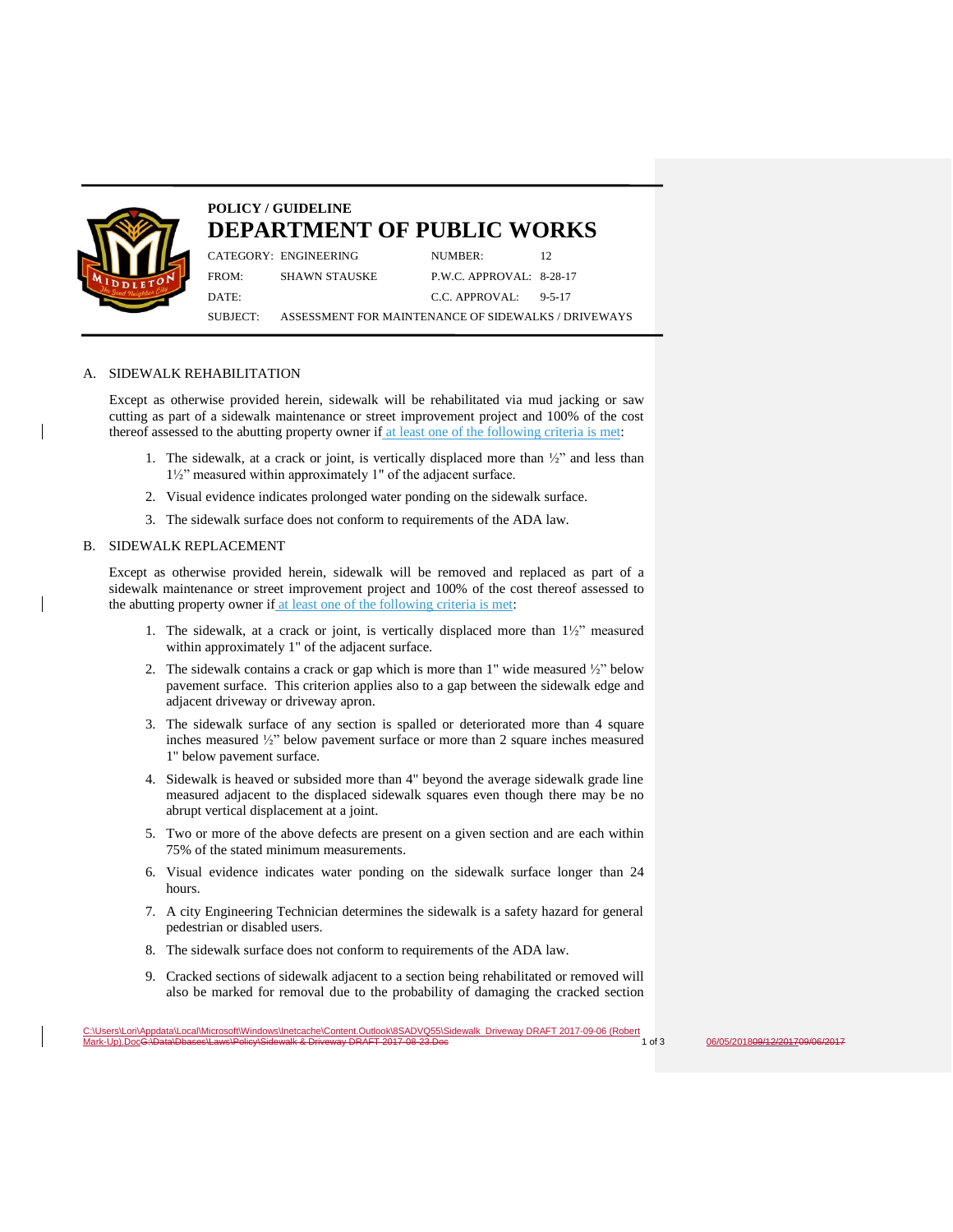**POLICY / GUIDELINE**

# DEPARTMENT OF PUBLIC WORKS

| CATEGORY: | ENGINEERING | NUMBER: | 12 |
|---|---|---|---|
| FROM: | SHAWN STAUSKE | P.W.C. APPROVAL: | 8-28-17 |
| DATE: | | C.C. APPROVAL: | 9-5-17 |
| SUBJECT: | ASSESSMENT FOR MAINTENANCE OF SIDEWALKS / DRIVEWAYS | | |

A. SIDEWALK REHABILITATION

Except as otherwise provided herein, sidewalk will be rehabilitated via mud jacking or saw cutting as part of a sidewalk maintenance or street improvement project and 100% of the cost thereof assessed to the abutting property owner if at least one of the following criteria is met:

1. The sidewalk, at a crack or joint, is vertically displaced more than ½" and less than 1½" measured within approximately 1" of the adjacent surface.
2. Visual evidence indicates prolonged water ponding on the sidewalk surface.
3. The sidewalk surface does not conform to requirements of the ADA law.

B. SIDEWALK REPLACEMENT

Except as otherwise provided herein, sidewalk will be removed and replaced as part of a sidewalk maintenance or street improvement project and 100% of the cost thereof assessed to the abutting property owner if at least one of the following criteria is met:

1. The sidewalk, at a crack or joint, is vertically displaced more than 1½" measured within approximately 1" of the adjacent surface.
2. The sidewalk contains a crack or gap which is more than 1" wide measured ½" below pavement surface. This criterion applies also to a gap between the sidewalk edge and adjacent driveway or driveway apron.
3. The sidewalk surface of any section is spalled or deteriorated more than 4 square inches measured ½" below pavement surface or more than 2 square inches measured 1" below pavement surface.
4. Sidewalk is heaved or subsided more than 4" beyond the average sidewalk grade line measured adjacent to the displaced sidewalk squares even though there may be no abrupt vertical displacement at a joint.
5. Two or more of the above defects are present on a given section and are each within 75% of the stated minimum measurements.
6. Visual evidence indicates water ponding on the sidewalk surface longer than 24 hours.
7. A city Engineering Technician determines the sidewalk is a safety hazard for general pedestrian or disabled users.
8. The sidewalk surface does not conform to requirements of the ADA law.
9. Cracked sections of sidewalk adjacent to a section being rehabilitated or removed will also be marked for removal due to the probability of damaging the cracked section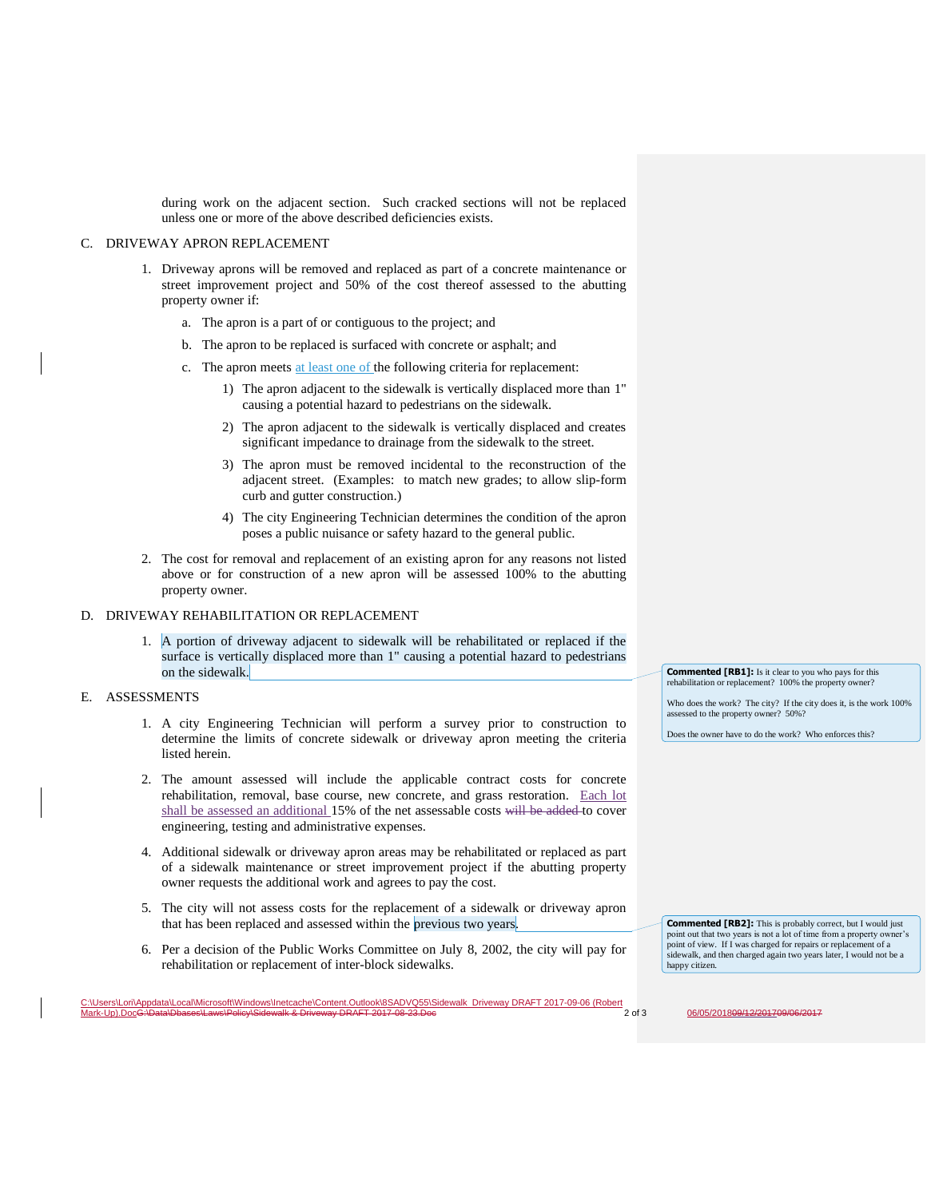during work on the adjacent section. Such cracked sections will not be replaced unless one or more of the above described deficiencies exists.

C. DRIVEWAY APRON REPLACEMENT

1. Driveway aprons will be removed and replaced as part of a concrete maintenance or street improvement project and 50% of the cost thereof assessed to the abutting property owner if:

   a. The apron is a part of or contiguous to the project; and

   b. The apron to be replaced is surfaced with concrete or asphalt; and

   c. The apron meets at least one of the following criteria for replacement:

      1) The apron adjacent to the sidewalk is vertically displaced more than 1" causing a potential hazard to pedestrians on the sidewalk.

      2) The apron adjacent to the sidewalk is vertically displaced and creates significant impedance to drainage from the sidewalk to the street.

      3) The apron must be removed incidental to the reconstruction of the adjacent street. (Examples: to match new grades; to allow slip-form curb and gutter construction.)

      4) The city Engineering Technician determines the condition of the apron poses a public nuisance or safety hazard to the general public.

2. The cost for removal and replacement of an existing apron for any reasons not listed above or for construction of a new apron will be assessed 100% to the abutting property owner.

D. DRIVEWAY REHABILITATION OR REPLACEMENT

1. A portion of driveway adjacent to sidewalk will be rehabilitated or replaced if the surface is vertically displaced more than 1" causing a potential hazard to pedestrians on the sidewalk.

> **Commented [RB1]:** Is it clear to you who pays for this rehabilitation or replacement? 100% the property owner?
>
> Who does the work? The city? If the city does it, is the work 100% assessed to the property owner? 50%?
>
> Does the owner have to do the work? Who enforces this?

E. ASSESSMENTS

1. A city Engineering Technician will perform a survey prior to construction to determine the limits of concrete sidewalk or driveway apron meeting the criteria listed herein.

2. The amount assessed will include the applicable contract costs for concrete rehabilitation, removal, base course, new concrete, and grass restoration. Each lot shall be assessed an additional 15% of the net assessable costs ~~will be added~~ to cover engineering, testing and administrative expenses.

4. Additional sidewalk or driveway apron areas may be rehabilitated or replaced as part of a sidewalk maintenance or street improvement project if the abutting property owner requests the additional work and agrees to pay the cost.

5. The city will not assess costs for the replacement of a sidewalk or driveway apron that has been replaced and assessed within the previous two years.

> **Commented [RB2]:** This is probably correct, but I would just point out that two years is not a lot of time from a property owner's point of view. If I was charged for repairs or replacement of a sidewalk, and then charged again two years later, I would not be a happy citizen.

6. Per a decision of the Public Works Committee on July 8, 2002, the city will pay for rehabilitation or replacement of inter-block sidewalks.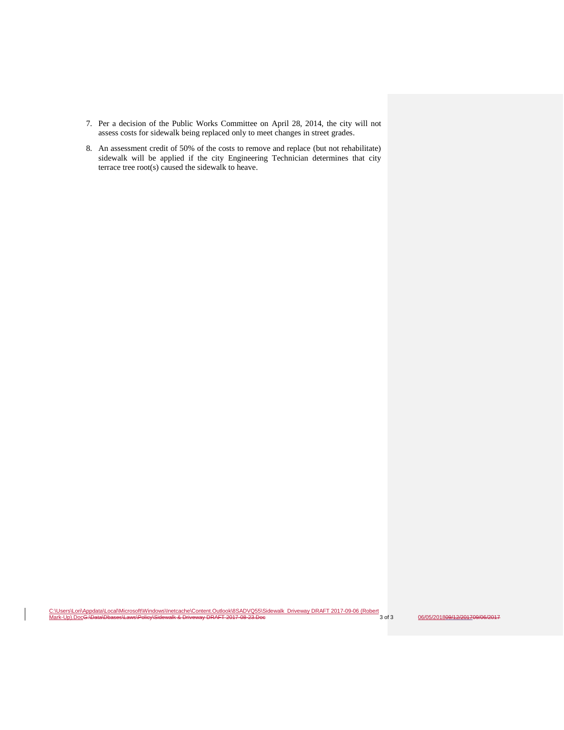7. Per a decision of the Public Works Committee on April 28, 2014, the city will not assess costs for sidewalk being replaced only to meet changes in street grades.
8. An assessment credit of 50% of the costs to remove and replace (but not rehabilitate) sidewalk will be applied if the city Engineering Technician determines that city terrace tree root(s) caused the sidewalk to heave.